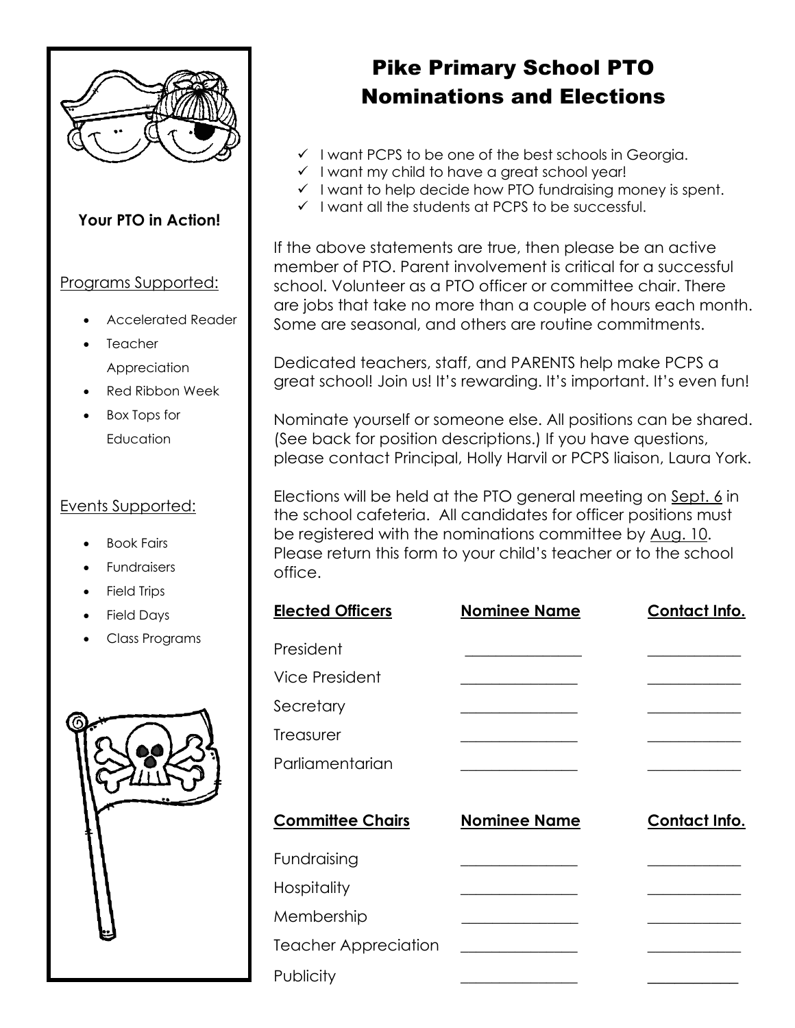# Pike Primary School PTO Nominations and Elections

- ✓ I want PCPS to be one of the best schools in Georgia.
- ✓ I want my child to have a great school year!
- ✓ I want to help decide how PTO fundraising money is spent.
- ✓ I want all the students at PCPS to be successful.

If the above statements are true, then please be an active member of PTO. Parent involvement is critical for a successful school. Volunteer as a PTO officer or committee chair. There are jobs that take no more than a couple of hours each month. Some are seasonal, and others are routine commitments.

Dedicated teachers, staff, and PARENTS help make PCPS a great school! Join us! It's rewarding. It's important. It's even fun!

Nominate yourself or someone else. All positions can be shared. (See back for position descriptions.) If you have questions, please contact Principal, Holly Harvil or PCPS liaison, Laura York.

Elections will be held at the PTO general meeting on Sept. 6 in the school cafeteria. All candidates for officer positions must be registered with the nominations committee by Aug. 10. Please return this form to your child's teacher or to the school office.

| **Elected Officers** | **Nominee Name** | **Contact Info.** |
| --- | --- | --- |
| President | ______________ | ____________ |
| Vice President | ______________ | ____________ |
| Secretary | ______________ | ____________ |
| Treasurer | ______________ | ____________ |
| Parliamentarian | ______________ | ____________ |

| **Committee Chairs** | **Nominee Name** | **Contact Info.** |
| --- | --- | --- |
| Fundraising | ______________ | ____________ |
| Hospitality | ______________ | ____________ |
| Membership | ______________ | ____________ |
| Teacher Appreciation | ______________ | ____________ |
| Publicity | ______________ | ____________ |

**Your PTO in Action!**

Programs Supported:

- Accelerated Reader
- Teacher Appreciation
- Red Ribbon Week
- Box Tops for Education

Events Supported:

- Book Fairs
- Fundraisers
- Field Trips
- Field Days
- Class Programs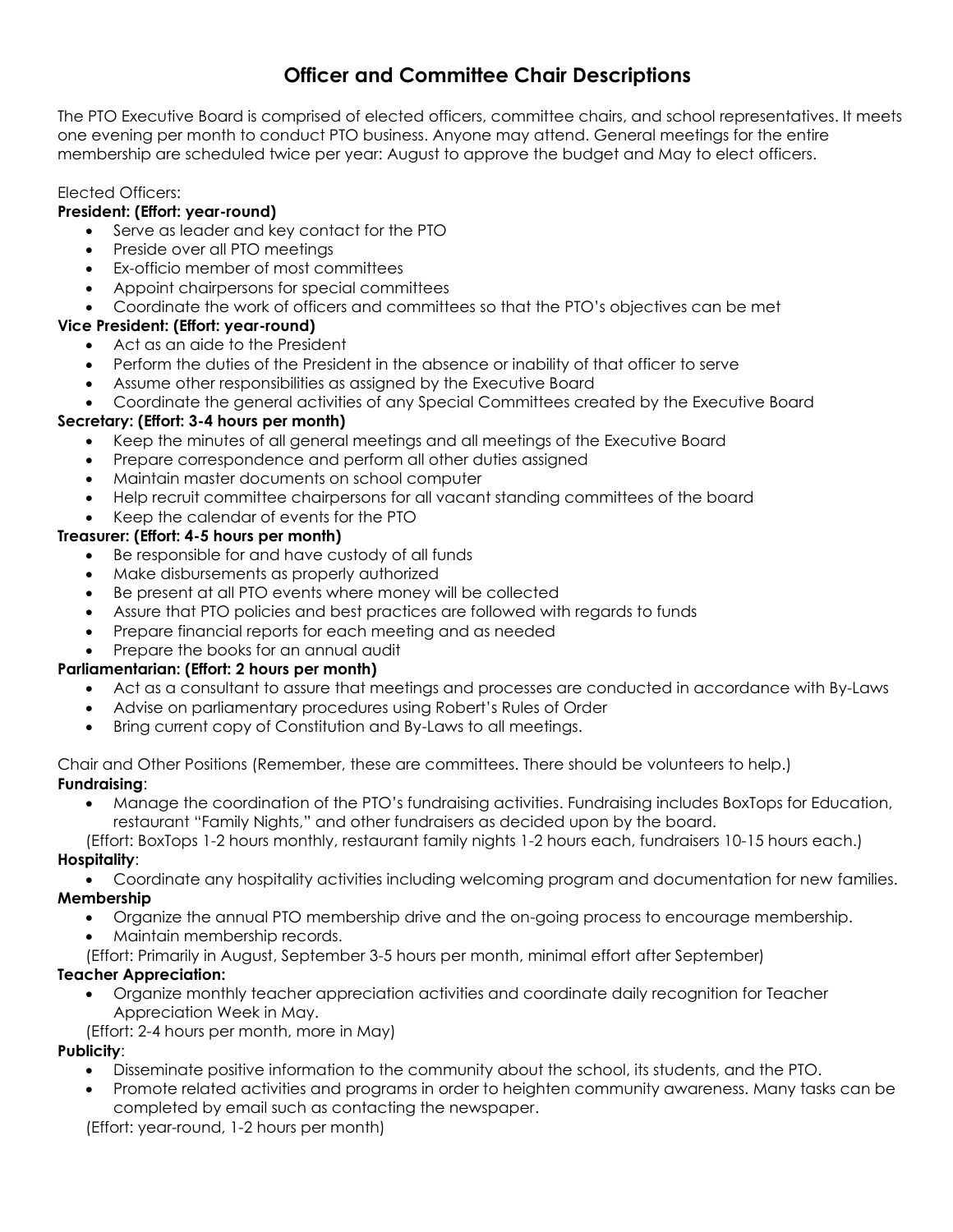# Officer and Committee Chair Descriptions

The PTO Executive Board is comprised of elected officers, committee chairs, and school representatives. It meets one evening per month to conduct PTO business. Anyone may attend. General meetings for the entire membership are scheduled twice per year: August to approve the budget and May to elect officers.

Elected Officers:

**President: (Effort: year-round)**

- Serve as leader and key contact for the PTO
- Preside over all PTO meetings
- Ex-officio member of most committees
- Appoint chairpersons for special committees
- Coordinate the work of officers and committees so that the PTO's objectives can be met

**Vice President: (Effort: year-round)**

- Act as an aide to the President
- Perform the duties of the President in the absence or inability of that officer to serve
- Assume other responsibilities as assigned by the Executive Board
- Coordinate the general activities of any Special Committees created by the Executive Board

**Secretary: (Effort: 3-4 hours per month)**

- Keep the minutes of all general meetings and all meetings of the Executive Board
- Prepare correspondence and perform all other duties assigned
- Maintain master documents on school computer
- Help recruit committee chairpersons for all vacant standing committees of the board
- Keep the calendar of events for the PTO

**Treasurer: (Effort: 4-5 hours per month)**

- Be responsible for and have custody of all funds
- Make disbursements as properly authorized
- Be present at all PTO events where money will be collected
- Assure that PTO policies and best practices are followed with regards to funds
- Prepare financial reports for each meeting and as needed
- Prepare the books for an annual audit

**Parliamentarian: (Effort: 2 hours per month)**

- Act as a consultant to assure that meetings and processes are conducted in accordance with By-Laws
- Advise on parliamentary procedures using Robert's Rules of Order
- Bring current copy of Constitution and By-Laws to all meetings.

Chair and Other Positions (Remember, these are committees. There should be volunteers to help.)

**Fundraising**:

- Manage the coordination of the PTO's fundraising activities. Fundraising includes BoxTops for Education, restaurant "Family Nights," and other fundraisers as decided upon by the board.

(Effort: BoxTops 1-2 hours monthly, restaurant family nights 1-2 hours each, fundraisers 10-15 hours each.)

**Hospitality**:

- Coordinate any hospitality activities including welcoming program and documentation for new families.

**Membership**

- Organize the annual PTO membership drive and the on-going process to encourage membership.
- Maintain membership records.

(Effort: Primarily in August, September 3-5 hours per month, minimal effort after September)

**Teacher Appreciation:**

- Organize monthly teacher appreciation activities and coordinate daily recognition for Teacher Appreciation Week in May.

(Effort: 2-4 hours per month, more in May)

**Publicity**:

- Disseminate positive information to the community about the school, its students, and the PTO.
- Promote related activities and programs in order to heighten community awareness. Many tasks can be completed by email such as contacting the newspaper.

(Effort: year-round, 1-2 hours per month)